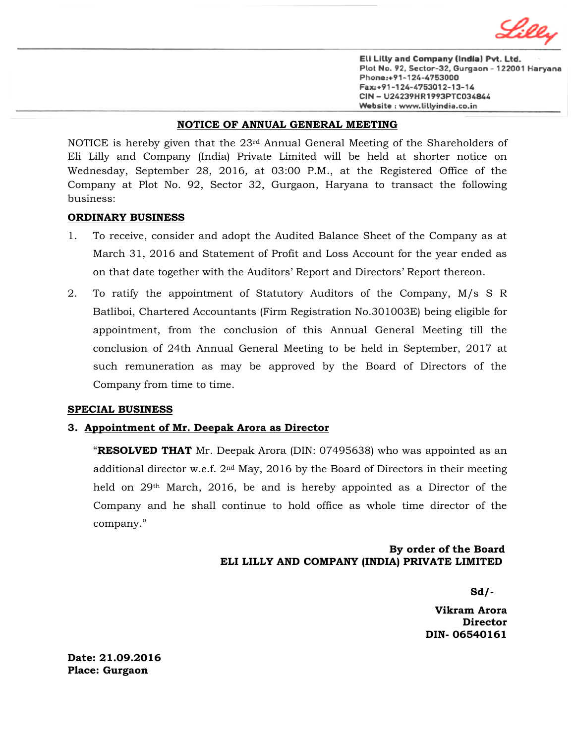Eli Lilly and Company (India) Pvt. Ltd.
Plot No. 92, Sector-32, Gurgaon - 122001 Haryana
Phone:+91-124-4753000
Fax:+91-124-4753012-13-14
CIN – U24239HR1993PTC034844
Website : www.lillyindia.co.in

## NOTICE OF ANNUAL GENERAL MEETING

NOTICE is hereby given that the 23rd Annual General Meeting of the Shareholders of Eli Lilly and Company (India) Private Limited will be held at shorter notice on Wednesday, September 28, 2016, at 03:00 P.M., at the Registered Office of the Company at Plot No. 92, Sector 32, Gurgaon, Haryana to transact the following business:

### ORDINARY BUSINESS

1. To receive, consider and adopt the Audited Balance Sheet of the Company as at March 31, 2016 and Statement of Profit and Loss Account for the year ended as on that date together with the Auditors' Report and Directors' Report thereon.
2. To ratify the appointment of Statutory Auditors of the Company, M/s S R Batliboi, Chartered Accountants (Firm Registration No.301003E) being eligible for appointment, from the conclusion of this Annual General Meeting till the conclusion of 24th Annual General Meeting to be held in September, 2017 at such remuneration as may be approved by the Board of Directors of the Company from time to time.

### SPECIAL BUSINESS

**3. Appointment of Mr. Deepak Arora as Director**

"**RESOLVED THAT** Mr. Deepak Arora (DIN: 07495638) who was appointed as an additional director w.e.f. 2nd May, 2016 by the Board of Directors in their meeting held on 29th March, 2016, be and is hereby appointed as a Director of the Company and he shall continue to hold office as whole time director of the company."

**By order of the Board**
**ELI LILLY AND COMPANY (INDIA) PRIVATE LIMITED**

**Sd/-**

**Vikram Arora**
**Director**
**DIN- 06540161**

**Date: 21.09.2016**
**Place: Gurgaon**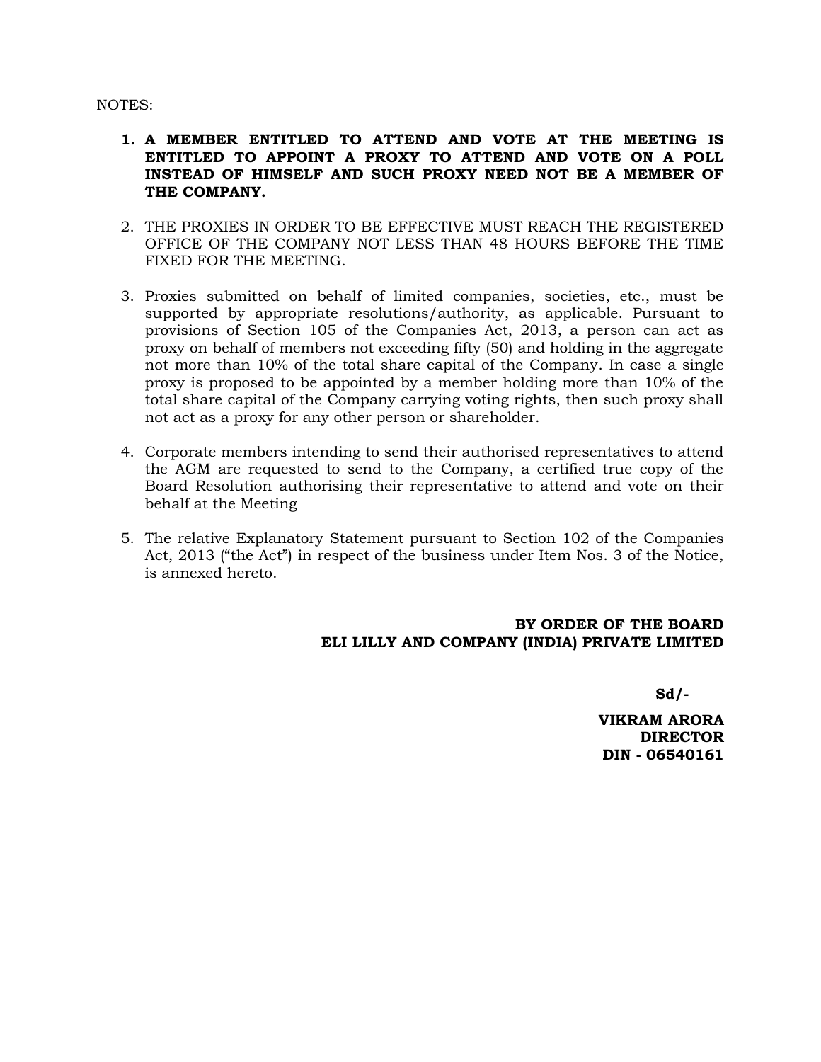NOTES:

1. **A MEMBER ENTITLED TO ATTEND AND VOTE AT THE MEETING IS ENTITLED TO APPOINT A PROXY TO ATTEND AND VOTE ON A POLL INSTEAD OF HIMSELF AND SUCH PROXY NEED NOT BE A MEMBER OF THE COMPANY.**

2. THE PROXIES IN ORDER TO BE EFFECTIVE MUST REACH THE REGISTERED OFFICE OF THE COMPANY NOT LESS THAN 48 HOURS BEFORE THE TIME FIXED FOR THE MEETING.

3. Proxies submitted on behalf of limited companies, societies, etc., must be supported by appropriate resolutions/authority, as applicable. Pursuant to provisions of Section 105 of the Companies Act, 2013, a person can act as proxy on behalf of members not exceeding fifty (50) and holding in the aggregate not more than 10% of the total share capital of the Company. In case a single proxy is proposed to be appointed by a member holding more than 10% of the total share capital of the Company carrying voting rights, then such proxy shall not act as a proxy for any other person or shareholder.

4. Corporate members intending to send their authorised representatives to attend the AGM are requested to send to the Company, a certified true copy of the Board Resolution authorising their representative to attend and vote on their behalf at the Meeting

5. The relative Explanatory Statement pursuant to Section 102 of the Companies Act, 2013 ("the Act") in respect of the business under Item Nos. 3 of the Notice, is annexed hereto.

**BY ORDER OF THE BOARD**
**ELI LILLY AND COMPANY (INDIA) PRIVATE LIMITED**

**Sd/-**

**VIKRAM ARORA**
**DIRECTOR**
**DIN - 06540161**